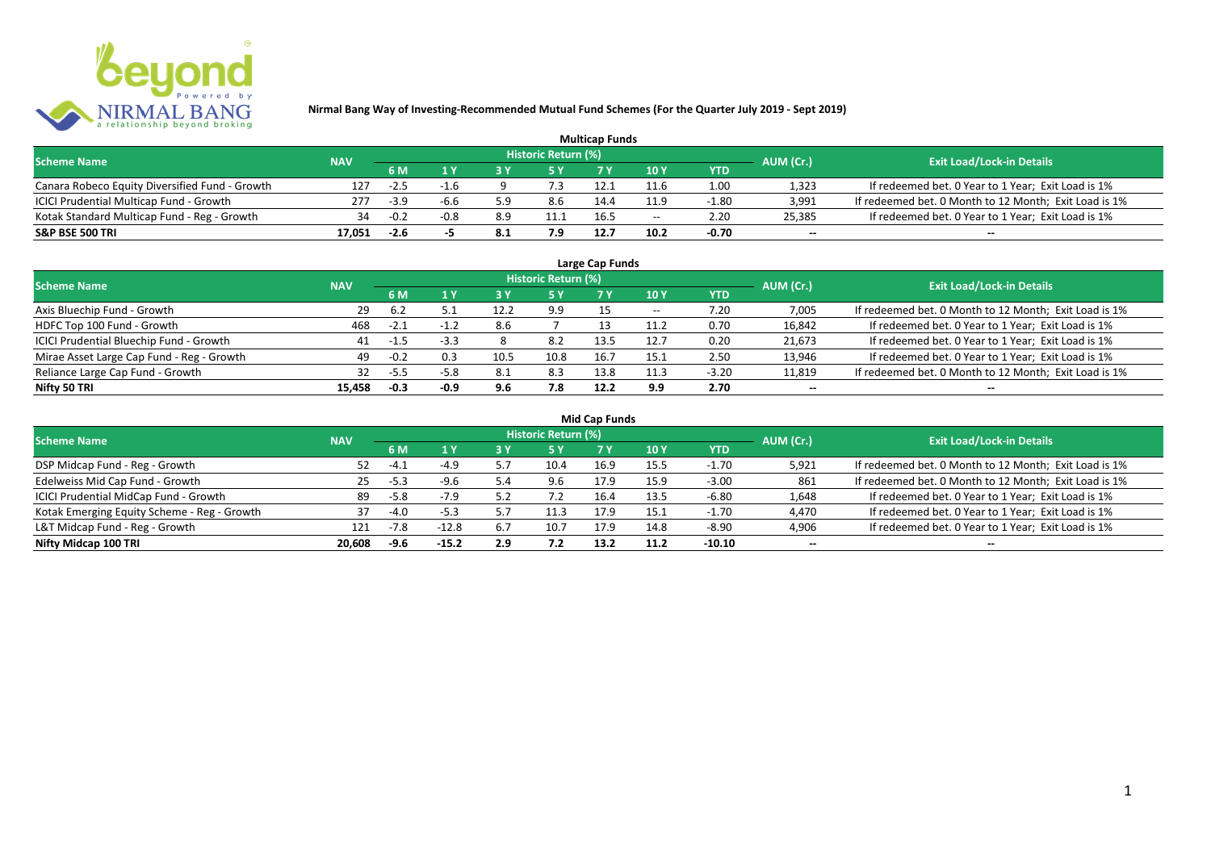**Nirmal Bang Way of Investing-Recommended Mutual Fund Schemes (For the Quarter July 2019 - Sept 2019)**

## Multicap Funds

| Scheme Name | NAV | Historic Return (%) | | | | | | | AUM (Cr.) | Exit Load/Lock-in Details |
|---|---|---|---|---|---|---|---|---|---|---|
| | | 6 M | 1 Y | 3 Y | 5 Y | 7 Y | 10 Y | YTD | | |
| Canara Robeco Equity Diversified Fund - Growth | 127 | -2.5 | -1.6 | 9 | 7.3 | 12.1 | 11.6 | 1.00 | 1,323 | If redeemed bet. 0 Year to 1 Year; Exit Load is 1% |
| ICICI Prudential Multicap Fund - Growth | 277 | -3.9 | -6.6 | 5.9 | 8.6 | 14.4 | 11.9 | -1.80 | 3,991 | If redeemed bet. 0 Month to 12 Month; Exit Load is 1% |
| Kotak Standard Multicap Fund - Reg - Growth | 34 | -0.2 | -0.8 | 8.9 | 11.1 | 16.5 | -- | 2.20 | 25,385 | If redeemed bet. 0 Year to 1 Year; Exit Load is 1% |
| **S&P BSE 500 TRI** | **17,051** | **-2.6** | **-5** | **8.1** | **7.9** | **12.7** | **10.2** | **-0.70** | **--** | **--** |

## Large Cap Funds

| Scheme Name | NAV | Historic Return (%) | | | | | | | AUM (Cr.) | Exit Load/Lock-in Details |
|---|---|---|---|---|---|---|---|---|---|---|
| | | 6 M | 1 Y | 3 Y | 5 Y | 7 Y | 10 Y | YTD | | |
| Axis Bluechip Fund - Growth | 29 | 6.2 | 5.1 | 12.2 | 9.9 | 15 | -- | 7.20 | 7,005 | If redeemed bet. 0 Month to 12 Month; Exit Load is 1% |
| HDFC Top 100 Fund - Growth | 468 | -2.1 | -1.2 | 8.6 | 7 | 13 | 11.2 | 0.70 | 16,842 | If redeemed bet. 0 Year to 1 Year; Exit Load is 1% |
| ICICI Prudential Bluechip Fund - Growth | 41 | -1.5 | -3.3 | 8 | 8.2 | 13.5 | 12.7 | 0.20 | 21,673 | If redeemed bet. 0 Year to 1 Year; Exit Load is 1% |
| Mirae Asset Large Cap Fund - Reg - Growth | 49 | -0.2 | 0.3 | 10.5 | 10.8 | 16.7 | 15.1 | 2.50 | 13,946 | If redeemed bet. 0 Year to 1 Year; Exit Load is 1% |
| Reliance Large Cap Fund - Growth | 32 | -5.5 | -5.8 | 8.1 | 8.3 | 13.8 | 11.3 | -3.20 | 11,819 | If redeemed bet. 0 Month to 12 Month; Exit Load is 1% |
| **Nifty 50 TRI** | **15,458** | **-0.3** | **-0.9** | **9.6** | **7.8** | **12.2** | **9.9** | **2.70** | **--** | **--** |

## Mid Cap Funds

| Scheme Name | NAV | Historic Return (%) | | | | | | | AUM (Cr.) | Exit Load/Lock-in Details |
|---|---|---|---|---|---|---|---|---|---|---|
| | | 6 M | 1 Y | 3 Y | 5 Y | 7 Y | 10 Y | YTD | | |
| DSP Midcap Fund - Reg - Growth | 52 | -4.1 | -4.9 | 5.7 | 10.4 | 16.9 | 15.5 | -1.70 | 5,921 | If redeemed bet. 0 Month to 12 Month; Exit Load is 1% |
| Edelweiss Mid Cap Fund - Growth | 25 | -5.3 | -9.6 | 5.4 | 9.6 | 17.9 | 15.9 | -3.00 | 861 | If redeemed bet. 0 Month to 12 Month; Exit Load is 1% |
| ICICI Prudential MidCap Fund - Growth | 89 | -5.8 | -7.9 | 5.2 | 7.2 | 16.4 | 13.5 | -6.80 | 1,648 | If redeemed bet. 0 Year to 1 Year; Exit Load is 1% |
| Kotak Emerging Equity Scheme - Reg - Growth | 37 | -4.0 | -5.3 | 5.7 | 11.3 | 17.9 | 15.1 | -1.70 | 4,470 | If redeemed bet. 0 Year to 1 Year; Exit Load is 1% |
| L&T Midcap Fund - Reg - Growth | 121 | -7.8 | -12.8 | 6.7 | 10.7 | 17.9 | 14.8 | -8.90 | 4,906 | If redeemed bet. 0 Year to 1 Year; Exit Load is 1% |
| **Nifty Midcap 100 TRI** | **20,608** | **-9.6** | **-15.2** | **2.9** | **7.2** | **13.2** | **11.2** | **-10.10** | **--** | **--** |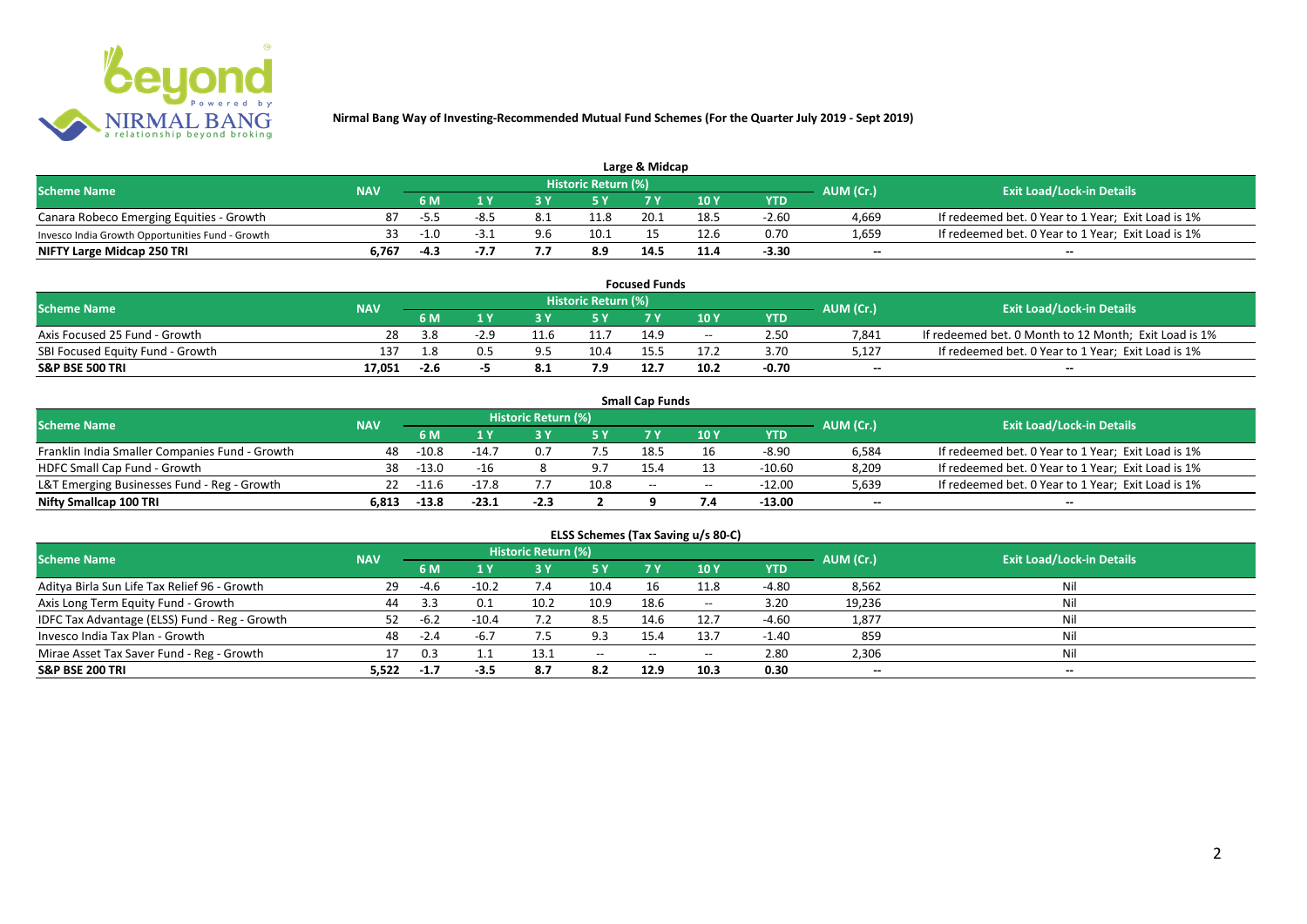Nirmal Bang Way of Investing-Recommended Mutual Fund Schemes (For the Quarter July 2019 - Sept 2019)

## Large & Midcap

| Scheme Name | NAV | Historic Return (%) | | | | | | | AUM (Cr.) | Exit Load/Lock-in Details |
|---|---|---|---|---|---|---|---|---|---|---|
| | | 6 M | 1 Y | 3 Y | 5 Y | 7 Y | 10 Y | YTD | | |
| Canara Robeco Emerging Equities - Growth | 87 | -5.5 | -8.5 | 8.1 | 11.8 | 20.1 | 18.5 | -2.60 | 4,669 | If redeemed bet. 0 Year to 1 Year; Exit Load is 1% |
| Invesco India Growth Opportunities Fund - Growth | 33 | -1.0 | -3.1 | 9.6 | 10.1 | 15 | 12.6 | 0.70 | 1,659 | If redeemed bet. 0 Year to 1 Year; Exit Load is 1% |
| **NIFTY Large Midcap 250 TRI** | **6,767** | **-4.3** | **-7.7** | **7.7** | **8.9** | **14.5** | **11.4** | **-3.30** | -- | -- |

## Focused Funds

| Scheme Name | NAV | Historic Return (%) | | | | | | | AUM (Cr.) | Exit Load/Lock-in Details |
|---|---|---|---|---|---|---|---|---|---|---|
| | | 6 M | 1 Y | 3 Y | 5 Y | 7 Y | 10 Y | YTD | | |
| Axis Focused 25 Fund - Growth | 28 | 3.8 | -2.9 | 11.6 | 11.7 | 14.9 | -- | 2.50 | 7,841 | If redeemed bet. 0 Month to 12 Month; Exit Load is 1% |
| SBI Focused Equity Fund - Growth | 137 | 1.8 | 0.5 | 9.5 | 10.4 | 15.5 | 17.2 | 3.70 | 5,127 | If redeemed bet. 0 Year to 1 Year; Exit Load is 1% |
| **S&P BSE 500 TRI** | **17,051** | **-2.6** | **-5** | **8.1** | **7.9** | **12.7** | **10.2** | **-0.70** | -- | -- |

## Small Cap Funds

| Scheme Name | NAV | Historic Return (%) | | | | | | | AUM (Cr.) | Exit Load/Lock-in Details |
|---|---|---|---|---|---|---|---|---|---|---|
| | | 6 M | 1 Y | 3 Y | 5 Y | 7 Y | 10 Y | YTD | | |
| Franklin India Smaller Companies Fund - Growth | 48 | -10.8 | -14.7 | 0.7 | 7.5 | 18.5 | 16 | -8.90 | 6,584 | If redeemed bet. 0 Year to 1 Year; Exit Load is 1% |
| HDFC Small Cap Fund - Growth | 38 | -13.0 | -16 | 8 | 9.7 | 15.4 | 13 | -10.60 | 8,209 | If redeemed bet. 0 Year to 1 Year; Exit Load is 1% |
| L&T Emerging Businesses Fund - Reg - Growth | 22 | -11.6 | -17.8 | 7.7 | 10.8 | -- | -- | -12.00 | 5,639 | If redeemed bet. 0 Year to 1 Year; Exit Load is 1% |
| **Nifty Smallcap 100 TRI** | **6,813** | **-13.8** | **-23.1** | **-2.3** | **2** | **9** | **7.4** | **-13.00** | -- | -- |

## ELSS Schemes (Tax Saving u/s 80-C)

| Scheme Name | NAV | Historic Return (%) | | | | | | | AUM (Cr.) | Exit Load/Lock-in Details |
|---|---|---|---|---|---|---|---|---|---|---|
| | | 6 M | 1 Y | 3 Y | 5 Y | 7 Y | 10 Y | YTD | | |
| Aditya Birla Sun Life Tax Relief 96 - Growth | 29 | -4.6 | -10.2 | 7.4 | 10.4 | 16 | 11.8 | -4.80 | 8,562 | Nil |
| Axis Long Term Equity Fund - Growth | 44 | 3.3 | 0.1 | 10.2 | 10.9 | 18.6 | -- | 3.20 | 19,236 | Nil |
| IDFC Tax Advantage (ELSS) Fund - Reg - Growth | 52 | -6.2 | -10.4 | 7.2 | 8.5 | 14.6 | 12.7 | -4.60 | 1,877 | Nil |
| Invesco India Tax Plan - Growth | 48 | -2.4 | -6.7 | 7.5 | 9.3 | 15.4 | 13.7 | -1.40 | 859 | Nil |
| Mirae Asset Tax Saver Fund - Reg - Growth | 17 | 0.3 | 1.1 | 13.1 | -- | -- | -- | 2.80 | 2,306 | Nil |
| **S&P BSE 200 TRI** | **5,522** | **-1.7** | **-3.5** | **8.7** | **8.2** | **12.9** | **10.3** | **0.30** | -- | -- |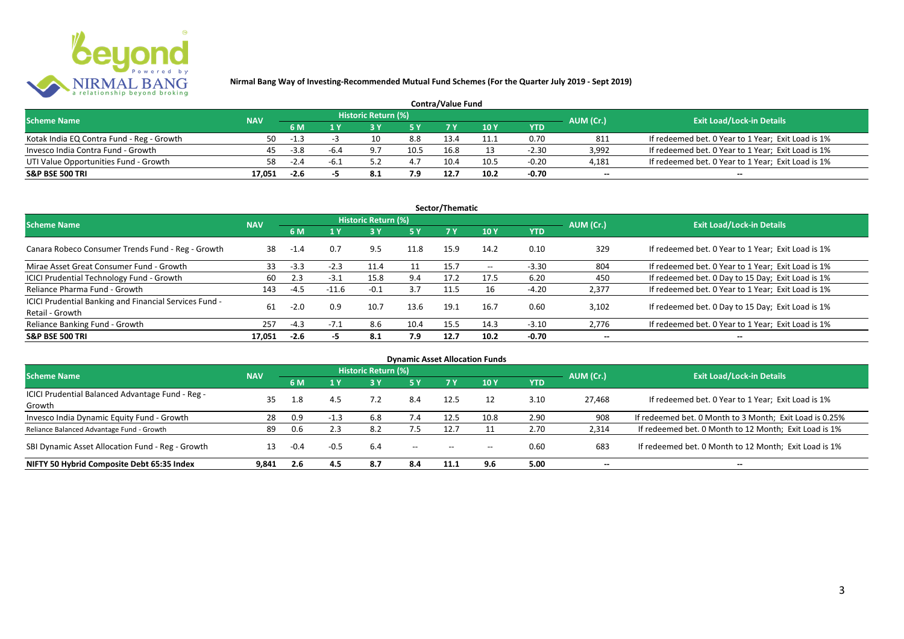**Nirmal Bang Way of Investing-Recommended Mutual Fund Schemes (For the Quarter July 2019 - Sept 2019)**

## Contra/Value Fund

| Scheme Name | NAV | Historic Return (%) | | | | | | | AUM (Cr.) | Exit Load/Lock-in Details |
|---|---|---|---|---|---|---|---|---|---|---|
| | | 6 M | 1 Y | 3 Y | 5 Y | 7 Y | 10 Y | YTD | | |
| Kotak India EQ Contra Fund - Reg - Growth | 50 | -1.3 | -3 | 10 | 8.8 | 13.4 | 11.1 | 0.70 | 811 | If redeemed bet. 0 Year to 1 Year; Exit Load is 1% |
| Invesco India Contra Fund - Growth | 45 | -3.8 | -6.4 | 9.7 | 10.5 | 16.8 | 13 | -2.30 | 3,992 | If redeemed bet. 0 Year to 1 Year; Exit Load is 1% |
| UTI Value Opportunities Fund - Growth | 58 | -2.4 | -6.1 | 5.2 | 4.7 | 10.4 | 10.5 | -0.20 | 4,181 | If redeemed bet. 0 Year to 1 Year; Exit Load is 1% |
| **S&P BSE 500 TRI** | **17,051** | **-2.6** | **-5** | **8.1** | **7.9** | **12.7** | **10.2** | **-0.70** | **--** | **--** |

## Sector/Thematic

| Scheme Name | NAV | Historic Return (%) | | | | | | | AUM (Cr.) | Exit Load/Lock-in Details |
|---|---|---|---|---|---|---|---|---|---|---|
| | | 6 M | 1 Y | 3 Y | 5 Y | 7 Y | 10 Y | YTD | | |
| Canara Robeco Consumer Trends Fund - Reg - Growth | 38 | -1.4 | 0.7 | 9.5 | 11.8 | 15.9 | 14.2 | 0.10 | 329 | If redeemed bet. 0 Year to 1 Year; Exit Load is 1% |
| Mirae Asset Great Consumer Fund - Growth | 33 | -3.3 | -2.3 | 11.4 | 11 | 15.7 | -- | -3.30 | 804 | If redeemed bet. 0 Year to 1 Year; Exit Load is 1% |
| ICICI Prudential Technology Fund - Growth | 60 | 2.3 | -3.1 | 15.8 | 9.4 | 17.2 | 17.5 | 6.20 | 450 | If redeemed bet. 0 Day to 15 Day; Exit Load is 1% |
| Reliance Pharma Fund - Growth | 143 | -4.5 | -11.6 | -0.1 | 3.7 | 11.5 | 16 | -4.20 | 2,377 | If redeemed bet. 0 Year to 1 Year; Exit Load is 1% |
| ICICI Prudential Banking and Financial Services Fund - Retail - Growth | 61 | -2.0 | 0.9 | 10.7 | 13.6 | 19.1 | 16.7 | 0.60 | 3,102 | If redeemed bet. 0 Day to 15 Day; Exit Load is 1% |
| Reliance Banking Fund - Growth | 257 | -4.3 | -7.1 | 8.6 | 10.4 | 15.5 | 14.3 | -3.10 | 2,776 | If redeemed bet. 0 Year to 1 Year; Exit Load is 1% |
| **S&P BSE 500 TRI** | **17,051** | **-2.6** | **-5** | **8.1** | **7.9** | **12.7** | **10.2** | **-0.70** | **--** | **--** |

## Dynamic Asset Allocation Funds

| Scheme Name | NAV | Historic Return (%) | | | | | | | AUM (Cr.) | Exit Load/Lock-in Details |
|---|---|---|---|---|---|---|---|---|---|---|
| | | 6 M | 1 Y | 3 Y | 5 Y | 7 Y | 10 Y | YTD | | |
| ICICI Prudential Balanced Advantage Fund - Reg - Growth | 35 | 1.8 | 4.5 | 7.2 | 8.4 | 12.5 | 12 | 3.10 | 27,468 | If redeemed bet. 0 Year to 1 Year; Exit Load is 1% |
| Invesco India Dynamic Equity Fund - Growth | 28 | 0.9 | -1.3 | 6.8 | 7.4 | 12.5 | 10.8 | 2.90 | 908 | If redeemed bet. 0 Month to 3 Month; Exit Load is 0.25% |
| Reliance Balanced Advantage Fund - Growth | 89 | 0.6 | 2.3 | 8.2 | 7.5 | 12.7 | 11 | 2.70 | 2,314 | If redeemed bet. 0 Month to 12 Month; Exit Load is 1% |
| SBI Dynamic Asset Allocation Fund - Reg - Growth | 13 | -0.4 | -0.5 | 6.4 | -- | -- | -- | 0.60 | 683 | If redeemed bet. 0 Month to 12 Month; Exit Load is 1% |
| **NIFTY 50 Hybrid Composite Debt 65:35 Index** | **9,841** | **2.6** | **4.5** | **8.7** | **8.4** | **11.1** | **9.6** | **5.00** | **--** | **--** |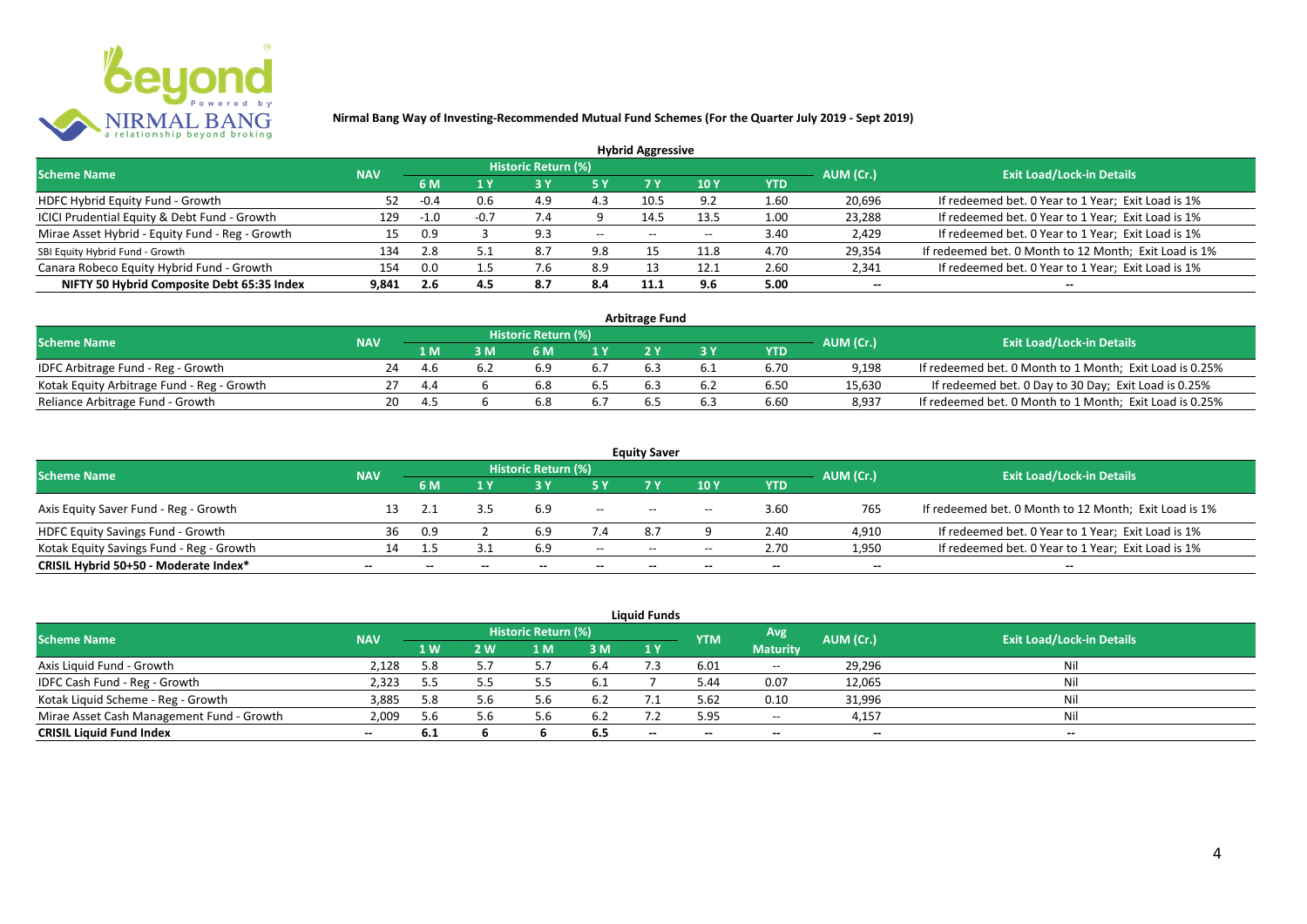**Nirmal Bang Way of Investing-Recommended Mutual Fund Schemes (For the Quarter July 2019 - Sept 2019)**

### Hybrid Aggressive

| Scheme Name | NAV | Historic Return (%) | | | | | | | AUM (Cr.) | Exit Load/Lock-in Details |
|---|---|---|---|---|---|---|---|---|---|---|
| | | 6 M | 1 Y | 3 Y | 5 Y | 7 Y | 10 Y | YTD | | |
| HDFC Hybrid Equity Fund - Growth | 52 | -0.4 | 0.6 | 4.9 | 4.3 | 10.5 | 9.2 | 1.60 | 20,696 | If redeemed bet. 0 Year to 1 Year; Exit Load is 1% |
| ICICI Prudential Equity & Debt Fund - Growth | 129 | -1.0 | -0.7 | 7.4 | 9 | 14.5 | 13.5 | 1.00 | 23,288 | If redeemed bet. 0 Year to 1 Year; Exit Load is 1% |
| Mirae Asset Hybrid - Equity Fund - Reg - Growth | 15 | 0.9 | 3 | 9.3 | -- | -- | -- | 3.40 | 2,429 | If redeemed bet. 0 Year to 1 Year; Exit Load is 1% |
| SBI Equity Hybrid Fund - Growth | 134 | 2.8 | 5.1 | 8.7 | 9.8 | 15 | 11.8 | 4.70 | 29,354 | If redeemed bet. 0 Month to 12 Month; Exit Load is 1% |
| Canara Robeco Equity Hybrid Fund - Growth | 154 | 0.0 | 1.5 | 7.6 | 8.9 | 13 | 12.1 | 2.60 | 2,341 | If redeemed bet. 0 Year to 1 Year; Exit Load is 1% |
| **NIFTY 50 Hybrid Composite Debt 65:35 Index** | **9,841** | **2.6** | **4.5** | **8.7** | **8.4** | **11.1** | **9.6** | **5.00** | **--** | **--** |

### Arbitrage Fund

| Scheme Name | NAV | Historic Return (%) | | | | | | | AUM (Cr.) | Exit Load/Lock-in Details |
|---|---|---|---|---|---|---|---|---|---|---|
| | | 1 M | 3 M | 6 M | 1 Y | 2 Y | 3 Y | YTD | | |
| IDFC Arbitrage Fund - Reg - Growth | 24 | 4.6 | 6.2 | 6.9 | 6.7 | 6.3 | 6.1 | 6.70 | 9,198 | If redeemed bet. 0 Month to 1 Month; Exit Load is 0.25% |
| Kotak Equity Arbitrage Fund - Reg - Growth | 27 | 4.4 | 6 | 6.8 | 6.5 | 6.3 | 6.2 | 6.50 | 15,630 | If redeemed bet. 0 Day to 30 Day; Exit Load is 0.25% |
| Reliance Arbitrage Fund - Growth | 20 | 4.5 | 6 | 6.8 | 6.7 | 6.5 | 6.3 | 6.60 | 8,937 | If redeemed bet. 0 Month to 1 Month; Exit Load is 0.25% |

### Equity Saver

| Scheme Name | NAV | Historic Return (%) | | | | | | | AUM (Cr.) | Exit Load/Lock-in Details |
|---|---|---|---|---|---|---|---|---|---|---|
| | | 6 M | 1 Y | 3 Y | 5 Y | 7 Y | 10 Y | YTD | | |
| Axis Equity Saver Fund - Reg - Growth | 13 | 2.1 | 3.5 | 6.9 | -- | -- | -- | 3.60 | 765 | If redeemed bet. 0 Month to 12 Month; Exit Load is 1% |
| HDFC Equity Savings Fund - Growth | 36 | 0.9 | 2 | 6.9 | 7.4 | 8.7 | 9 | 2.40 | 4,910 | If redeemed bet. 0 Year to 1 Year; Exit Load is 1% |
| Kotak Equity Savings Fund - Reg - Growth | 14 | 1.5 | 3.1 | 6.9 | -- | -- | -- | 2.70 | 1,950 | If redeemed bet. 0 Year to 1 Year; Exit Load is 1% |
| **CRISIL Hybrid 50+50 - Moderate Index*** | **--** | **--** | **--** | **--** | **--** | **--** | **--** | **--** | **--** | **--** |

### Liquid Funds

| Scheme Name | NAV | Historic Return (%) | | | | | YTM | Avg Maturity | AUM (Cr.) | Exit Load/Lock-in Details |
|---|---|---|---|---|---|---|---|---|---|---|
| | | 1 W | 2 W | 1 M | 3 M | 1 Y | | | | |
| Axis Liquid Fund - Growth | 2,128 | 5.8 | 5.7 | 5.7 | 6.4 | 7.3 | 6.01 | -- | 29,296 | Nil |
| IDFC Cash Fund - Reg - Growth | 2,323 | 5.5 | 5.5 | 5.5 | 6.1 | 7 | 5.44 | 0.07 | 12,065 | Nil |
| Kotak Liquid Scheme - Reg - Growth | 3,885 | 5.8 | 5.6 | 5.6 | 6.2 | 7.1 | 5.62 | 0.10 | 31,996 | Nil |
| Mirae Asset Cash Management Fund - Growth | 2,009 | 5.6 | 5.6 | 5.6 | 6.2 | 7.2 | 5.95 | -- | 4,157 | Nil |
| **CRISIL Liquid Fund Index** | **--** | **6.1** | **6** | **6** | **6.5** | **--** | **--** | **--** | **--** | **--** |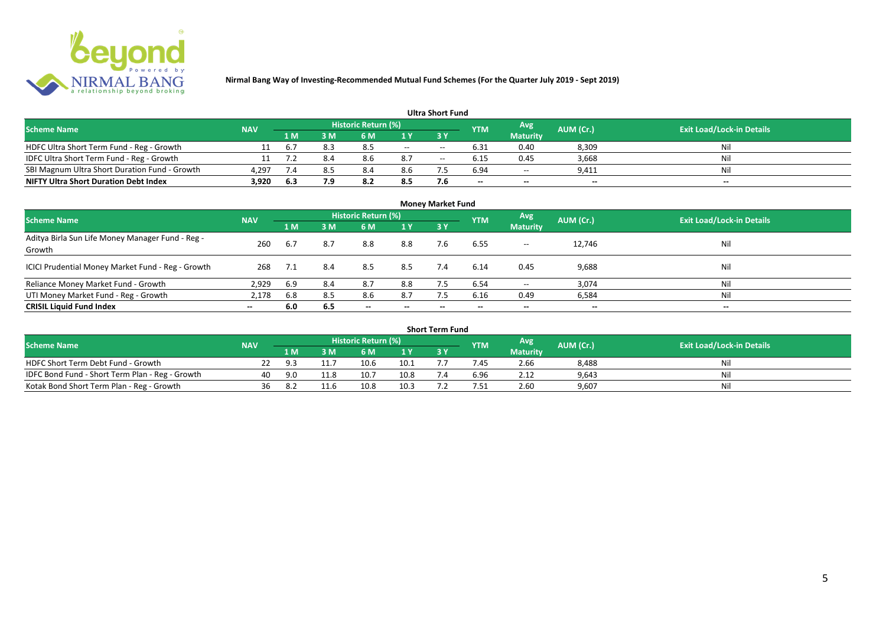**Nirmal Bang Way of Investing-Recommended Mutual Fund Schemes (For the Quarter July 2019 - Sept 2019)**

### Ultra Short Fund

| Scheme Name | NAV | Historic Return (%) | | | | | YTM | Avg Maturity | AUM (Cr.) | Exit Load/Lock-in Details |
|---|---|---|---|---|---|---|---|---|---|---|
| | | 1 M | 3 M | 6 M | 1 Y | 3 Y | | | | |
| HDFC Ultra Short Term Fund - Reg - Growth | 11 | 6.7 | 8.3 | 8.5 | -- | -- | 6.31 | 0.40 | 8,309 | Nil |
| IDFC Ultra Short Term Fund - Reg - Growth | 11 | 7.2 | 8.4 | 8.6 | 8.7 | -- | 6.15 | 0.45 | 3,668 | Nil |
| SBI Magnum Ultra Short Duration Fund - Growth | 4,297 | 7.4 | 8.5 | 8.4 | 8.6 | 7.5 | 6.94 | -- | 9,411 | Nil |
| **NIFTY Ultra Short Duration Debt Index** | **3,920** | **6.3** | **7.9** | **8.2** | **8.5** | **7.6** | **--** | **--** | **--** | **--** |

### Money Market Fund

| Scheme Name | NAV | Historic Return (%) | | | | | YTM | Avg Maturity | AUM (Cr.) | Exit Load/Lock-in Details |
|---|---|---|---|---|---|---|---|---|---|---|
| | | 1 M | 3 M | 6 M | 1 Y | 3 Y | | | | |
| Aditya Birla Sun Life Money Manager Fund - Reg - Growth | 260 | 6.7 | 8.7 | 8.8 | 8.8 | 7.6 | 6.55 | -- | 12,746 | Nil |
| ICICI Prudential Money Market Fund - Reg - Growth | 268 | 7.1 | 8.4 | 8.5 | 8.5 | 7.4 | 6.14 | 0.45 | 9,688 | Nil |
| Reliance Money Market Fund - Growth | 2,929 | 6.9 | 8.4 | 8.7 | 8.8 | 7.5 | 6.54 | -- | 3,074 | Nil |
| UTI Money Market Fund - Reg - Growth | 2,178 | 6.8 | 8.5 | 8.6 | 8.7 | 7.5 | 6.16 | 0.49 | 6,584 | Nil |
| **CRISIL Liquid Fund Index** | **--** | **6.0** | **6.5** | **--** | **--** | **--** | **--** | **--** | **--** | **--** |

### Short Term Fund

| Scheme Name | NAV | Historic Return (%) | | | | | YTM | Avg Maturity | AUM (Cr.) | Exit Load/Lock-in Details |
|---|---|---|---|---|---|---|---|---|---|---|
| | | 1 M | 3 M | 6 M | 1 Y | 3 Y | | | | |
| HDFC Short Term Debt Fund - Growth | 22 | 9.3 | 11.7 | 10.6 | 10.1 | 7.7 | 7.45 | 2.66 | 8,488 | Nil |
| IDFC Bond Fund - Short Term Plan - Reg - Growth | 40 | 9.0 | 11.8 | 10.7 | 10.8 | 7.4 | 6.96 | 2.12 | 9,643 | Nil |
| Kotak Bond Short Term Plan - Reg - Growth | 36 | 8.2 | 11.6 | 10.8 | 10.3 | 7.2 | 7.51 | 2.60 | 9,607 | Nil |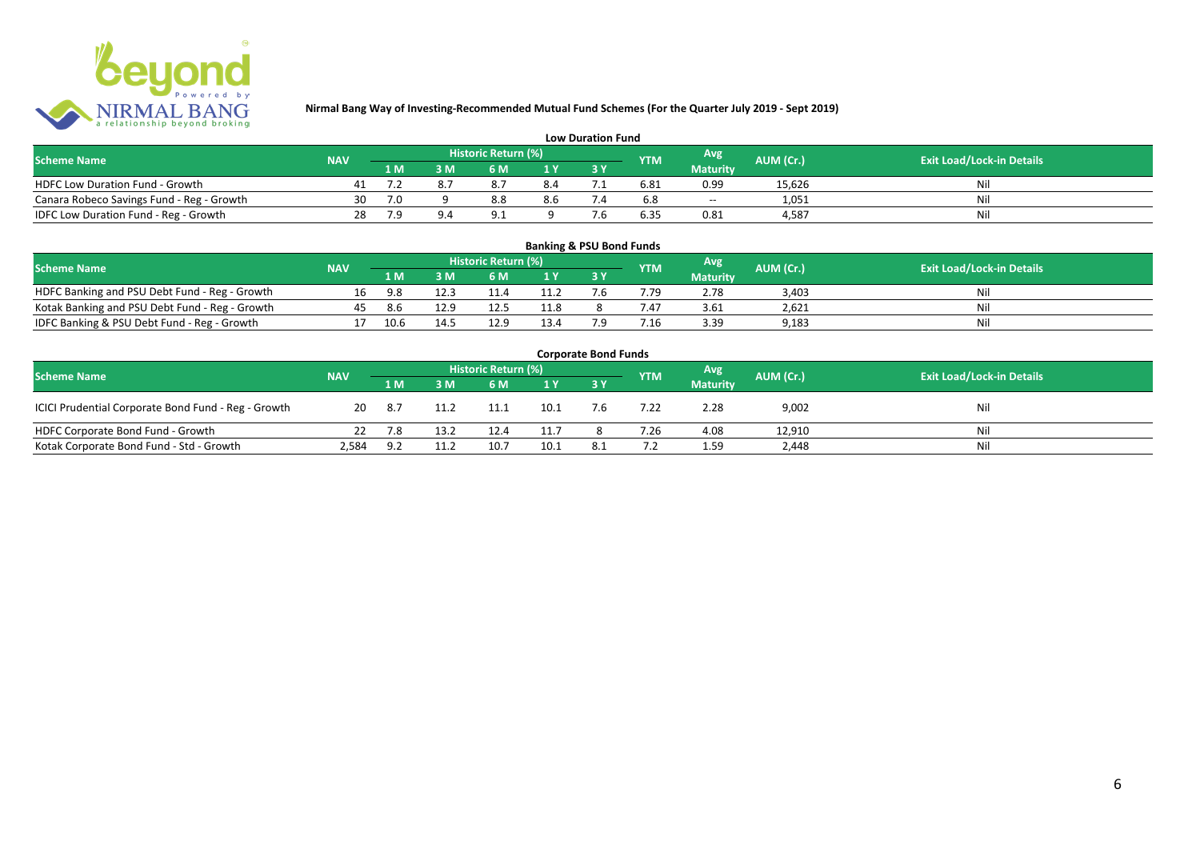# Nirmal Bang Way of Investing-Recommended Mutual Fund Schemes (For the Quarter July 2019 - Sept 2019)

## Low Duration Fund

| Scheme Name | NAV | Historic Return (%) | | | | | YTM | Avg Maturity | AUM (Cr.) | Exit Load/Lock-in Details |
|---|---|---|---|---|---|---|---|---|---|---|
| | | 1 M | 3 M | 6 M | 1 Y | 3 Y | | | | |
| HDFC Low Duration Fund - Growth | 41 | 7.2 | 8.7 | 8.7 | 8.4 | 7.1 | 6.81 | 0.99 | 15,626 | Nil |
| Canara Robeco Savings Fund - Reg - Growth | 30 | 7.0 | 9 | 8.8 | 8.6 | 7.4 | 6.8 | -- | 1,051 | Nil |
| IDFC Low Duration Fund - Reg - Growth | 28 | 7.9 | 9.4 | 9.1 | 9 | 7.6 | 6.35 | 0.81 | 4,587 | Nil |

## Banking & PSU Bond Funds

| Scheme Name | NAV | Historic Return (%) | | | | | YTM | Avg Maturity | AUM (Cr.) | Exit Load/Lock-in Details |
|---|---|---|---|---|---|---|---|---|---|---|
| | | 1 M | 3 M | 6 M | 1 Y | 3 Y | | | | |
| HDFC Banking and PSU Debt Fund - Reg - Growth | 16 | 9.8 | 12.3 | 11.4 | 11.2 | 7.6 | 7.79 | 2.78 | 3,403 | Nil |
| Kotak Banking and PSU Debt Fund - Reg - Growth | 45 | 8.6 | 12.9 | 12.5 | 11.8 | 8 | 7.47 | 3.61 | 2,621 | Nil |
| IDFC Banking & PSU Debt Fund - Reg - Growth | 17 | 10.6 | 14.5 | 12.9 | 13.4 | 7.9 | 7.16 | 3.39 | 9,183 | Nil |

## Corporate Bond Funds

| Scheme Name | NAV | Historic Return (%) | | | | | YTM | Avg Maturity | AUM (Cr.) | Exit Load/Lock-in Details |
|---|---|---|---|---|---|---|---|---|---|---|
| | | 1 M | 3 M | 6 M | 1 Y | 3 Y | | | | |
| ICICI Prudential Corporate Bond Fund - Reg - Growth | 20 | 8.7 | 11.2 | 11.1 | 10.1 | 7.6 | 7.22 | 2.28 | 9,002 | Nil |
| HDFC Corporate Bond Fund - Growth | 22 | 7.8 | 13.2 | 12.4 | 11.7 | 8 | 7.26 | 4.08 | 12,910 | Nil |
| Kotak Corporate Bond Fund - Std - Growth | 2,584 | 9.2 | 11.2 | 10.7 | 10.1 | 8.1 | 7.2 | 1.59 | 2,448 | Nil |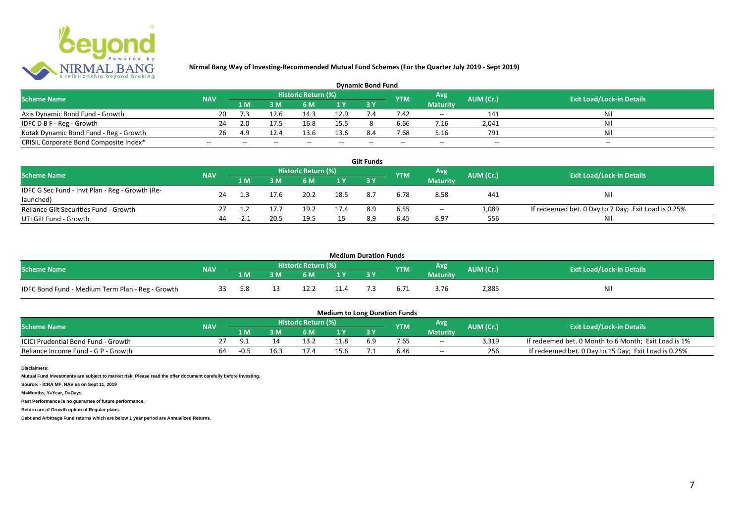**Nirmal Bang Way of Investing-Recommended Mutual Fund Schemes (For the Quarter July 2019 - Sept 2019)**

## Dynamic Bond Fund

| Scheme Name | NAV | Historic Return (%) | | | | | YTM | Avg Maturity | AUM (Cr.) | Exit Load/Lock-in Details |
|---|---|---|---|---|---|---|---|---|---|---|
| | | 1 M | 3 M | 6 M | 1 Y | 3 Y | | | | |
| Axis Dynamic Bond Fund - Growth | 20 | 7.3 | 12.6 | 14.3 | 12.9 | 7.4 | 7.42 | -- | 141 | Nil |
| IDFC D B F - Reg - Growth | 24 | 2.0 | 17.5 | 16.8 | 15.5 | 8 | 6.66 | 7.16 | 2,041 | Nil |
| Kotak Dynamic Bond Fund - Reg - Growth | 26 | 4.9 | 12.4 | 13.6 | 13.6 | 8.4 | 7.68 | 5.16 | 791 | Nil |
| CRISIL Corporate Bond Composite Index* | -- | -- | -- | -- | -- | -- | -- | -- | -- | -- |

## Gilt Funds

| Scheme Name | NAV | Historic Return (%) | | | | | YTM | Avg Maturity | AUM (Cr.) | Exit Load/Lock-in Details |
|---|---|---|---|---|---|---|---|---|---|---|
| | | 1 M | 3 M | 6 M | 1 Y | 3 Y | | | | |
| IDFC G Sec Fund - Invt Plan - Reg - Growth (Re-launched) | 24 | 1.3 | 17.6 | 20.2 | 18.5 | 8.7 | 6.78 | 8.58 | 441 | Nil |
| Reliance Gilt Securities Fund - Growth | 27 | 1.2 | 17.7 | 19.2 | 17.4 | 8.9 | 6.55 | -- | 1,089 | If redeemed bet. 0 Day to 7 Day; Exit Load is 0.25% |
| UTI Gilt Fund - Growth | 44 | -2.1 | 20.5 | 19.5 | 15 | 8.9 | 6.45 | 8.97 | 556 | Nil |

## Medium Duration Funds

| Scheme Name | NAV | Historic Return (%) | | | | | YTM | Avg Maturity | AUM (Cr.) | Exit Load/Lock-in Details |
|---|---|---|---|---|---|---|---|---|---|---|
| | | 1 M | 3 M | 6 M | 1 Y | 3 Y | | | | |
| IDFC Bond Fund - Medium Term Plan - Reg - Growth | 33 | 5.8 | 13 | 12.2 | 11.4 | 7.3 | 6.71 | 3.76 | 2,885 | Nil |

## Medium to Long Duration Funds

| Scheme Name | NAV | Historic Return (%) | | | | | YTM | Avg Maturity | AUM (Cr.) | Exit Load/Lock-in Details |
|---|---|---|---|---|---|---|---|---|---|---|
| | | 1 M | 3 M | 6 M | 1 Y | 3 Y | | | | |
| ICICI Prudential Bond Fund - Growth | 27 | 9.1 | 14 | 13.2 | 11.8 | 6.9 | 7.65 | -- | 3,319 | If redeemed bet. 0 Month to 6 Month; Exit Load is 1% |
| Reliance Income Fund - G P - Growth | 64 | -0.5 | 16.3 | 17.4 | 15.6 | 7.1 | 6.46 | -- | 256 | If redeemed bet. 0 Day to 15 Day; Exit Load is 0.25% |

**Disclaimers:**

**Mutual Fund Investments are subject to market risk. Please read the offer document carefully before investing.**

**Source: - ICRA MF, NAV as on Sept 11, 2019**

**M=Months, Y=Year, D=Days**

**Past Performance is no guarantee of future performance.**

**Return are of Growth option of Regular plans.**

**Debt and Arbitrage Fund returns which are below 1 year period are Annualized Returns.**